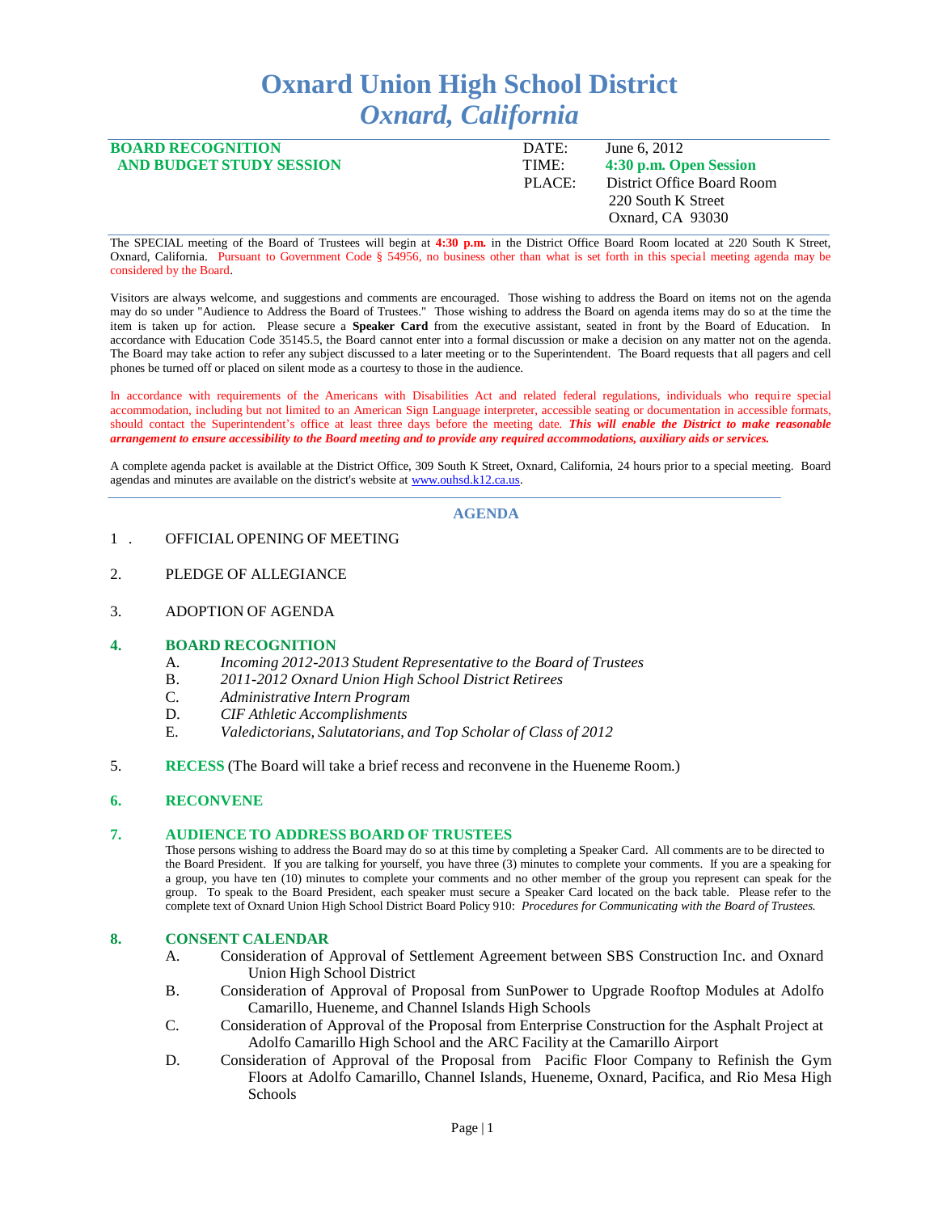# Oxnard Union High School District
## *Oxnard, California*

**BOARD RECOGNITION AND BUDGET STUDY SESSION**

DATE: June 6, 2012
TIME: **4:30 p.m. Open Session**
PLACE: District Office Board Room
220 South K Street
Oxnard, CA 93030

The SPECIAL meeting of the Board of Trustees will begin at **4:30 p.m.** in the District Office Board Room located at 220 South K Street, Oxnard, California. Pursuant to Government Code § 54956, no business other than what is set forth in this special meeting agenda may be considered by the Board.

Visitors are always welcome, and suggestions and comments are encouraged. Those wishing to address the Board on items not on the agenda may do so under "Audience to Address the Board of Trustees." Those wishing to address the Board on agenda items may do so at the time the item is taken up for action. Please secure a **Speaker Card** from the executive assistant, seated in front by the Board of Education. In accordance with Education Code 35145.5, the Board cannot enter into a formal discussion or make a decision on any matter not on the agenda. The Board may take action to refer any subject discussed to a later meeting or to the Superintendent. The Board requests that all pagers and cell phones be turned off or placed on silent mode as a courtesy to those in the audience.

In accordance with requirements of the Americans with Disabilities Act and related federal regulations, individuals who require special accommodation, including but not limited to an American Sign Language interpreter, accessible seating or documentation in accessible formats, should contact the Superintendent's office at least three days before the meeting date. ***This will enable the District to make reasonable arrangement to ensure accessibility to the Board meeting and to provide any required accommodations, auxiliary aids or services.***

A complete agenda packet is available at the District Office, 309 South K Street, Oxnard, California, 24 hours prior to a special meeting. Board agendas and minutes are available on the district's website at www.ouhsd.k12.ca.us.

## AGENDA

1. OFFICIAL OPENING OF MEETING

2. PLEDGE OF ALLEGIANCE

3. ADOPTION OF AGENDA

4. **BOARD RECOGNITION**
   - A. *Incoming 2012-2013 Student Representative to the Board of Trustees*
   - B. *2011-2012 Oxnard Union High School District Retirees*
   - C. *Administrative Intern Program*
   - D. *CIF Athletic Accomplishments*
   - E. *Valedictorians, Salutatorians, and Top Scholar of Class of 2012*

5. **RECESS** (The Board will take a brief recess and reconvene in the Hueneme Room.)

6. **RECONVENE**

7. **AUDIENCE TO ADDRESS BOARD OF TRUSTEES**

   Those persons wishing to address the Board may do so at this time by completing a Speaker Card. All comments are to be directed to the Board President. If you are talking for yourself, you have three (3) minutes to complete your comments. If you are a speaking for a group, you have ten (10) minutes to complete your comments and no other member of the group you represent can speak for the group. To speak to the Board President, each speaker must secure a Speaker Card located on the back table. Please refer to the complete text of Oxnard Union High School District Board Policy 910: *Procedures for Communicating with the Board of Trustees.*

8. **CONSENT CALENDAR**
   - A. Consideration of Approval of Settlement Agreement between SBS Construction Inc. and Oxnard Union High School District
   - B. Consideration of Approval of Proposal from SunPower to Upgrade Rooftop Modules at Adolfo Camarillo, Hueneme, and Channel Islands High Schools
   - C. Consideration of Approval of the Proposal from Enterprise Construction for the Asphalt Project at Adolfo Camarillo High School and the ARC Facility at the Camarillo Airport
   - D. Consideration of Approval of the Proposal from Pacific Floor Company to Refinish the Gym Floors at Adolfo Camarillo, Channel Islands, Hueneme, Oxnard, Pacifica, and Rio Mesa High Schools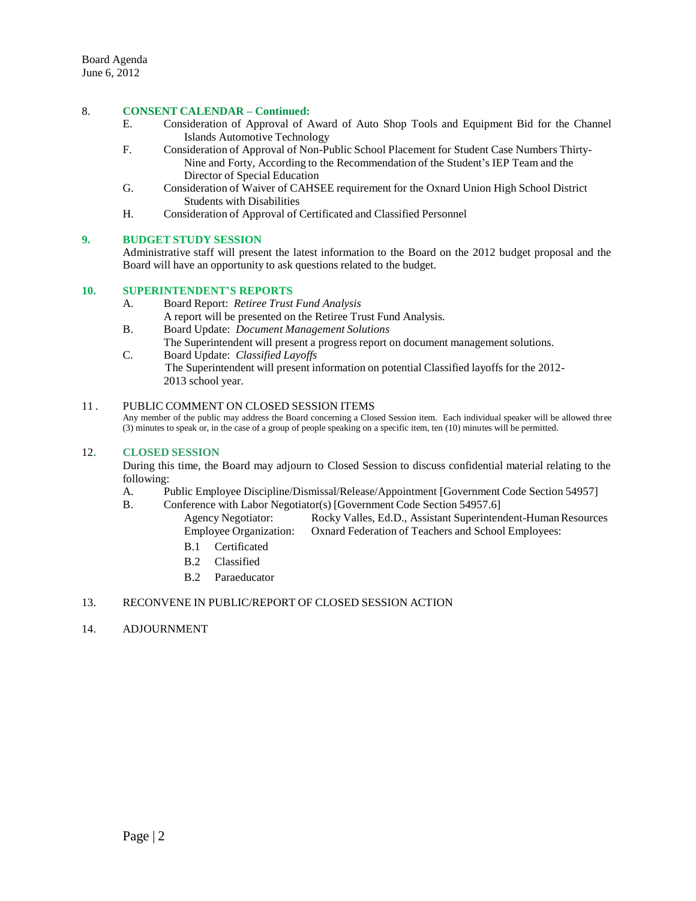8. **CONSENT CALENDAR – Continued:**

E. Consideration of Approval of Award of Auto Shop Tools and Equipment Bid for the Channel Islands Automotive Technology

F. Consideration of Approval of Non-Public School Placement for Student Case Numbers Thirty-Nine and Forty, According to the Recommendation of the Student's IEP Team and the Director of Special Education

G. Consideration of Waiver of CAHSEE requirement for the Oxnard Union High School District Students with Disabilities

H. Consideration of Approval of Certificated and Classified Personnel

**9. BUDGET STUDY SESSION**

Administrative staff will present the latest information to the Board on the 2012 budget proposal and the Board will have an opportunity to ask questions related to the budget.

**10. SUPERINTENDENT'S REPORTS**

A. Board Report: *Retiree Trust Fund Analysis*
A report will be presented on the Retiree Trust Fund Analysis.

B. Board Update: *Document Management Solutions*
The Superintendent will present a progress report on document management solutions.

C. Board Update: *Classified Layoffs*
The Superintendent will present information on potential Classified layoffs for the 2012-2013 school year.

11 . PUBLIC COMMENT ON CLOSED SESSION ITEMS

Any member of the public may address the Board concerning a Closed Session item. Each individual speaker will be allowed three (3) minutes to speak or, in the case of a group of people speaking on a specific item, ten (10) minutes will be permitted.

12. **CLOSED SESSION**

During this time, the Board may adjourn to Closed Session to discuss confidential material relating to the following:

A. Public Employee Discipline/Dismissal/Release/Appointment [Government Code Section 54957]

B. Conference with Labor Negotiator(s) [Government Code Section 54957.6]

Agency Negotiator: Rocky Valles, Ed.D., Assistant Superintendent-Human Resources
Employee Organization: Oxnard Federation of Teachers and School Employees:

B.1 Certificated

B.2 Classified

B.2 Paraeducator

13. RECONVENE IN PUBLIC/REPORT OF CLOSED SESSION ACTION

14. ADJOURNMENT